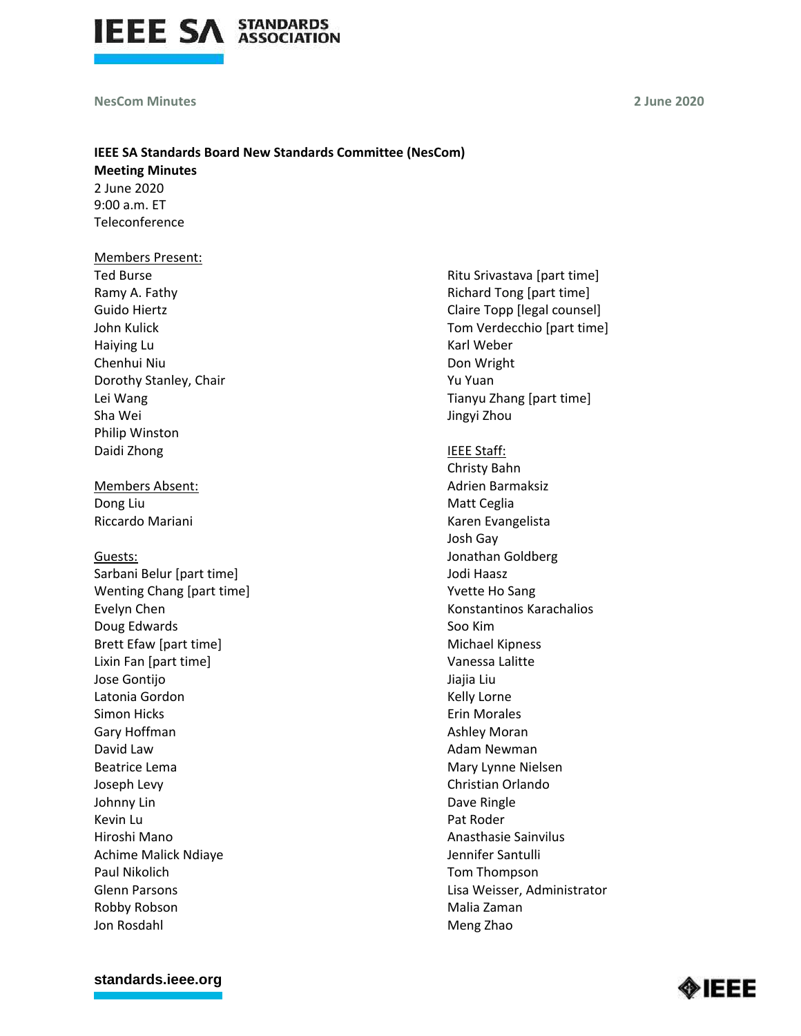**IEEE SA Standards Board New Standards Committee (NesCom)**
**Meeting Minutes**
2 June 2020
9:00 a.m. ET
Teleconference

Members Present:
Ted Burse
Ramy A. Fathy
Guido Hiertz
John Kulick
Haiying Lu
Chenhui Niu
Dorothy Stanley, Chair
Lei Wang
Sha Wei
Philip Winston
Daidi Zhong
Ritu Srivastava [part time]
Richard Tong [part time]
Claire Topp [legal counsel]
Tom Verdecchio [part time]
Karl Weber
Don Wright
Yu Yuan
Tianyu Zhang [part time]
Jingyi Zhou

Members Absent:
Dong Liu
Riccardo Mariani

Guests:
Sarbani Belur [part time]
Wenting Chang [part time]
Evelyn Chen
Doug Edwards
Brett Efaw [part time]
Lixin Fan [part time]
Jose Gontijo
Latonia Gordon
Simon Hicks
Gary Hoffman
David Law
Beatrice Lema
Joseph Levy
Johnny Lin
Kevin Lu
Hiroshi Mano
Achime Malick Ndiaye
Paul Nikolich
Glenn Parsons
Robby Robson
Jon Rosdahl

IEEE Staff:
Christy Bahn
Adrien Barmaksiz
Matt Ceglia
Karen Evangelista
Josh Gay
Jonathan Goldberg
Jodi Haasz
Yvette Ho Sang
Konstantinos Karachalios
Soo Kim
Michael Kipness
Vanessa Lalitte
Jiajia Liu
Kelly Lorne
Erin Morales
Ashley Moran
Adam Newman
Mary Lynne Nielsen
Christian Orlando
Dave Ringle
Pat Roder
Anasthasie Sainvilus
Jennifer Santulli
Tom Thompson
Lisa Weisser, Administrator
Malia Zaman
Meng Zhao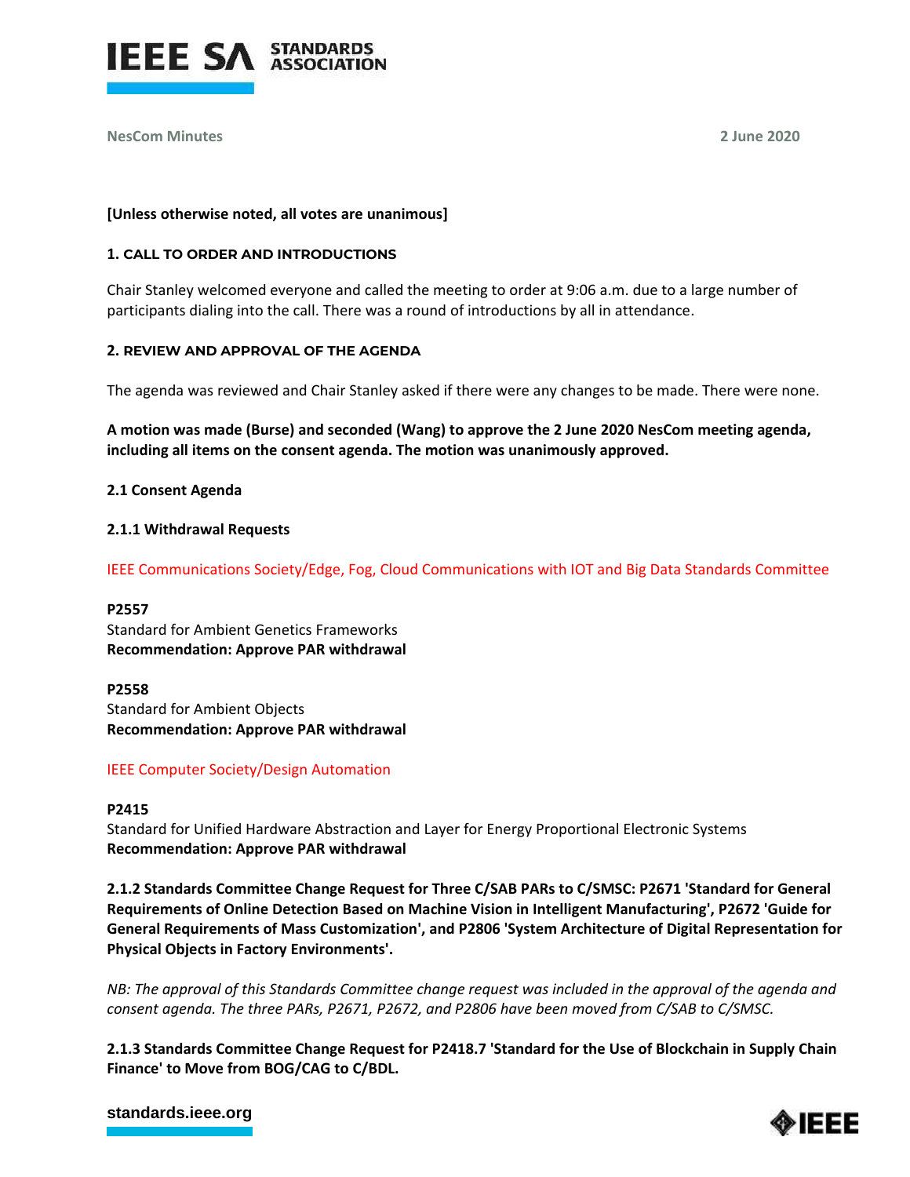**[Unless otherwise noted, all votes are unanimous]**

**1. CALL TO ORDER AND INTRODUCTIONS**

Chair Stanley welcomed everyone and called the meeting to order at 9:06 a.m. due to a large number of participants dialing into the call. There was a round of introductions by all in attendance.

**2. REVIEW AND APPROVAL OF THE AGENDA**

The agenda was reviewed and Chair Stanley asked if there were any changes to be made. There were none.

**A motion was made (Burse) and seconded (Wang) to approve the 2 June 2020 NesCom meeting agenda, including all items on the consent agenda. The motion was unanimously approved.**

**2.1 Consent Agenda**

**2.1.1 Withdrawal Requests**

IEEE Communications Society/Edge, Fog, Cloud Communications with IOT and Big Data Standards Committee

**P2557**
Standard for Ambient Genetics Frameworks
**Recommendation: Approve PAR withdrawal**

**P2558**
Standard for Ambient Objects
**Recommendation: Approve PAR withdrawal**

IEEE Computer Society/Design Automation

**P2415**
Standard for Unified Hardware Abstraction and Layer for Energy Proportional Electronic Systems
**Recommendation: Approve PAR withdrawal**

**2.1.2 Standards Committee Change Request for Three C/SAB PARs to C/SMSC: P2671 'Standard for General Requirements of Online Detection Based on Machine Vision in Intelligent Manufacturing', P2672 'Guide for General Requirements of Mass Customization', and P2806 'System Architecture of Digital Representation for Physical Objects in Factory Environments'.**

*NB: The approval of this Standards Committee change request was included in the approval of the agenda and consent agenda. The three PARs, P2671, P2672, and P2806 have been moved from C/SAB to C/SMSC.*

**2.1.3 Standards Committee Change Request for P2418.7 'Standard for the Use of Blockchain in Supply Chain Finance' to Move from BOG/CAG to C/BDL.**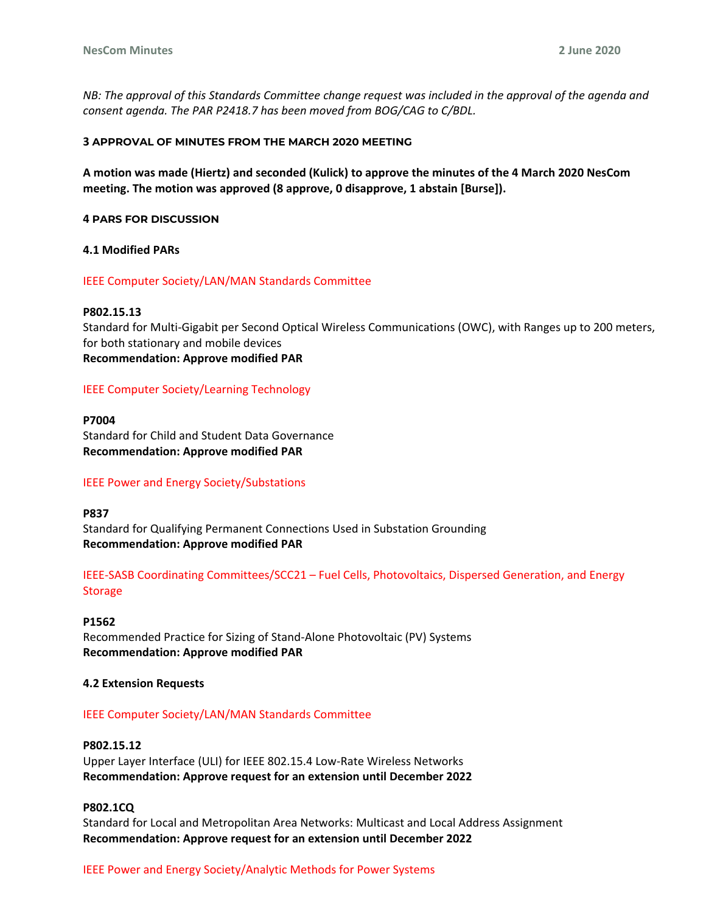*NB: The approval of this Standards Committee change request was included in the approval of the agenda and consent agenda. The PAR P2418.7 has been moved from BOG/CAG to C/BDL.*

## 3 APPROVAL OF MINUTES FROM THE MARCH 2020 MEETING

**A motion was made (Hiertz) and seconded (Kulick) to approve the minutes of the 4 March 2020 NesCom meeting. The motion was approved (8 approve, 0 disapprove, 1 abstain [Burse]).**

## 4 PARS FOR DISCUSSION

### 4.1 Modified PARs

IEEE Computer Society/LAN/MAN Standards Committee

**P802.15.13**
Standard for Multi-Gigabit per Second Optical Wireless Communications (OWC), with Ranges up to 200 meters, for both stationary and mobile devices
**Recommendation: Approve modified PAR**

IEEE Computer Society/Learning Technology

**P7004**
Standard for Child and Student Data Governance
**Recommendation: Approve modified PAR**

IEEE Power and Energy Society/Substations

**P837**
Standard for Qualifying Permanent Connections Used in Substation Grounding
**Recommendation: Approve modified PAR**

IEEE-SASB Coordinating Committees/SCC21 – Fuel Cells, Photovoltaics, Dispersed Generation, and Energy Storage

**P1562**
Recommended Practice for Sizing of Stand-Alone Photovoltaic (PV) Systems
**Recommendation: Approve modified PAR**

### 4.2 Extension Requests

IEEE Computer Society/LAN/MAN Standards Committee

**P802.15.12**
Upper Layer Interface (ULI) for IEEE 802.15.4 Low-Rate Wireless Networks
**Recommendation: Approve request for an extension until December 2022**

**P802.1CQ**
Standard for Local and Metropolitan Area Networks: Multicast and Local Address Assignment
**Recommendation: Approve request for an extension until December 2022**

IEEE Power and Energy Society/Analytic Methods for Power Systems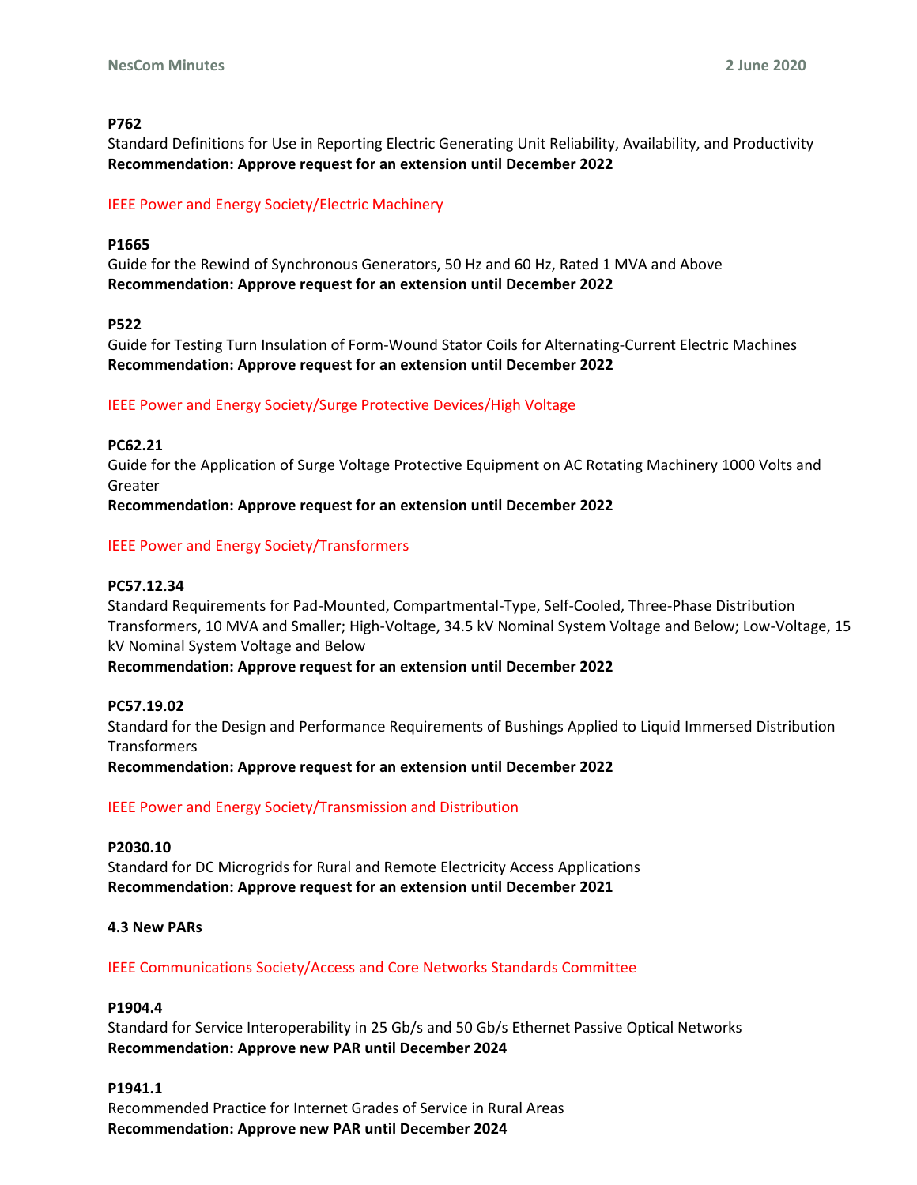**P762**

Standard Definitions for Use in Reporting Electric Generating Unit Reliability, Availability, and Productivity

**Recommendation: Approve request for an extension until December 2022**

IEEE Power and Energy Society/Electric Machinery

**P1665**

Guide for the Rewind of Synchronous Generators, 50 Hz and 60 Hz, Rated 1 MVA and Above

**Recommendation: Approve request for an extension until December 2022**

**P522**

Guide for Testing Turn Insulation of Form-Wound Stator Coils for Alternating-Current Electric Machines

**Recommendation: Approve request for an extension until December 2022**

IEEE Power and Energy Society/Surge Protective Devices/High Voltage

**PC62.21**

Guide for the Application of Surge Voltage Protective Equipment on AC Rotating Machinery 1000 Volts and Greater

**Recommendation: Approve request for an extension until December 2022**

IEEE Power and Energy Society/Transformers

**PC57.12.34**

Standard Requirements for Pad-Mounted, Compartmental-Type, Self-Cooled, Three-Phase Distribution Transformers, 10 MVA and Smaller; High-Voltage, 34.5 kV Nominal System Voltage and Below; Low-Voltage, 15 kV Nominal System Voltage and Below

**Recommendation: Approve request for an extension until December 2022**

**PC57.19.02**

Standard for the Design and Performance Requirements of Bushings Applied to Liquid Immersed Distribution Transformers

**Recommendation: Approve request for an extension until December 2022**

IEEE Power and Energy Society/Transmission and Distribution

**P2030.10**

Standard for DC Microgrids for Rural and Remote Electricity Access Applications

**Recommendation: Approve request for an extension until December 2021**

**4.3 New PARs**

IEEE Communications Society/Access and Core Networks Standards Committee

**P1904.4**

Standard for Service Interoperability in 25 Gb/s and 50 Gb/s Ethernet Passive Optical Networks

**Recommendation: Approve new PAR until December 2024**

**P1941.1**

Recommended Practice for Internet Grades of Service in Rural Areas

**Recommendation: Approve new PAR until December 2024**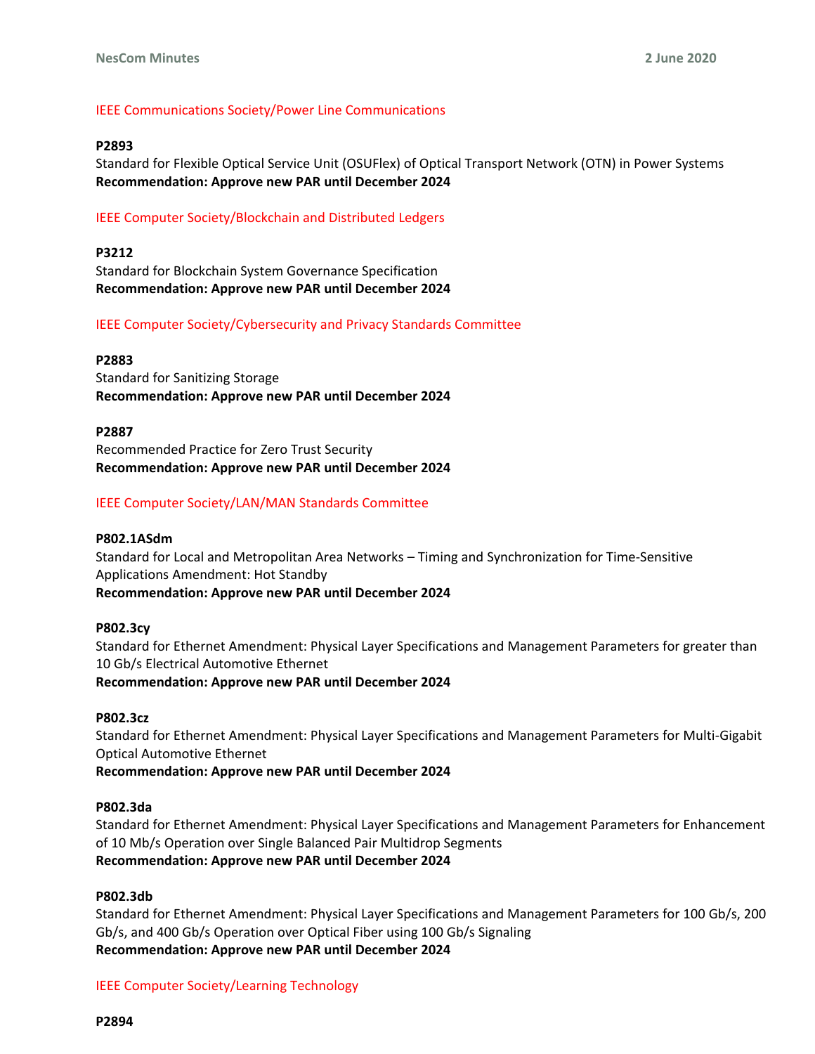IEEE Communications Society/Power Line Communications

**P2893**
Standard for Flexible Optical Service Unit (OSUFlex) of Optical Transport Network (OTN) in Power Systems
**Recommendation: Approve new PAR until December 2024**

IEEE Computer Society/Blockchain and Distributed Ledgers

**P3212**
Standard for Blockchain System Governance Specification
**Recommendation: Approve new PAR until December 2024**

IEEE Computer Society/Cybersecurity and Privacy Standards Committee

**P2883**
Standard for Sanitizing Storage
**Recommendation: Approve new PAR until December 2024**

**P2887**
Recommended Practice for Zero Trust Security
**Recommendation: Approve new PAR until December 2024**

IEEE Computer Society/LAN/MAN Standards Committee

**P802.1ASdm**
Standard for Local and Metropolitan Area Networks – Timing and Synchronization for Time-Sensitive Applications Amendment: Hot Standby
**Recommendation: Approve new PAR until December 2024**

**P802.3cy**
Standard for Ethernet Amendment: Physical Layer Specifications and Management Parameters for greater than 10 Gb/s Electrical Automotive Ethernet
**Recommendation: Approve new PAR until December 2024**

**P802.3cz**
Standard for Ethernet Amendment: Physical Layer Specifications and Management Parameters for Multi-Gigabit Optical Automotive Ethernet
**Recommendation: Approve new PAR until December 2024**

**P802.3da**
Standard for Ethernet Amendment: Physical Layer Specifications and Management Parameters for Enhancement of 10 Mb/s Operation over Single Balanced Pair Multidrop Segments
**Recommendation: Approve new PAR until December 2024**

**P802.3db**
Standard for Ethernet Amendment: Physical Layer Specifications and Management Parameters for 100 Gb/s, 200 Gb/s, and 400 Gb/s Operation over Optical Fiber using 100 Gb/s Signaling
**Recommendation: Approve new PAR until December 2024**

IEEE Computer Society/Learning Technology

**P2894**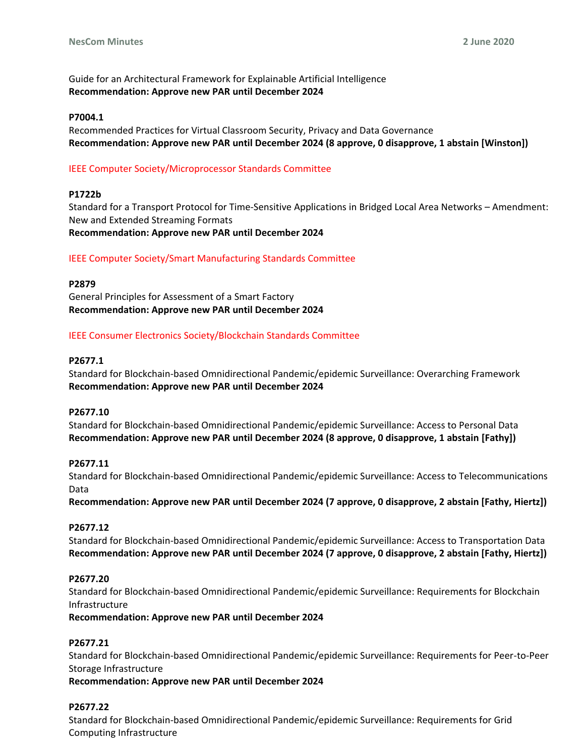Guide for an Architectural Framework for Explainable Artificial Intelligence
**Recommendation: Approve new PAR until December 2024**

**P7004.1**
Recommended Practices for Virtual Classroom Security, Privacy and Data Governance
**Recommendation: Approve new PAR until December 2024 (8 approve, 0 disapprove, 1 abstain [Winston])**

### IEEE Computer Society/Microprocessor Standards Committee

**P1722b**
Standard for a Transport Protocol for Time-Sensitive Applications in Bridged Local Area Networks – Amendment: New and Extended Streaming Formats
**Recommendation: Approve new PAR until December 2024**

### IEEE Computer Society/Smart Manufacturing Standards Committee

**P2879**
General Principles for Assessment of a Smart Factory
**Recommendation: Approve new PAR until December 2024**

### IEEE Consumer Electronics Society/Blockchain Standards Committee

**P2677.1**
Standard for Blockchain-based Omnidirectional Pandemic/epidemic Surveillance: Overarching Framework
**Recommendation: Approve new PAR until December 2024**

**P2677.10**
Standard for Blockchain-based Omnidirectional Pandemic/epidemic Surveillance: Access to Personal Data
**Recommendation: Approve new PAR until December 2024 (8 approve, 0 disapprove, 1 abstain [Fathy])**

**P2677.11**
Standard for Blockchain-based Omnidirectional Pandemic/epidemic Surveillance: Access to Telecommunications Data
**Recommendation: Approve new PAR until December 2024 (7 approve, 0 disapprove, 2 abstain [Fathy, Hiertz])**

**P2677.12**
Standard for Blockchain-based Omnidirectional Pandemic/epidemic Surveillance: Access to Transportation Data
**Recommendation: Approve new PAR until December 2024 (7 approve, 0 disapprove, 2 abstain [Fathy, Hiertz])**

**P2677.20**
Standard for Blockchain-based Omnidirectional Pandemic/epidemic Surveillance: Requirements for Blockchain Infrastructure
**Recommendation: Approve new PAR until December 2024**

**P2677.21**
Standard for Blockchain-based Omnidirectional Pandemic/epidemic Surveillance: Requirements for Peer-to-Peer Storage Infrastructure
**Recommendation: Approve new PAR until December 2024**

**P2677.22**
Standard for Blockchain-based Omnidirectional Pandemic/epidemic Surveillance: Requirements for Grid Computing Infrastructure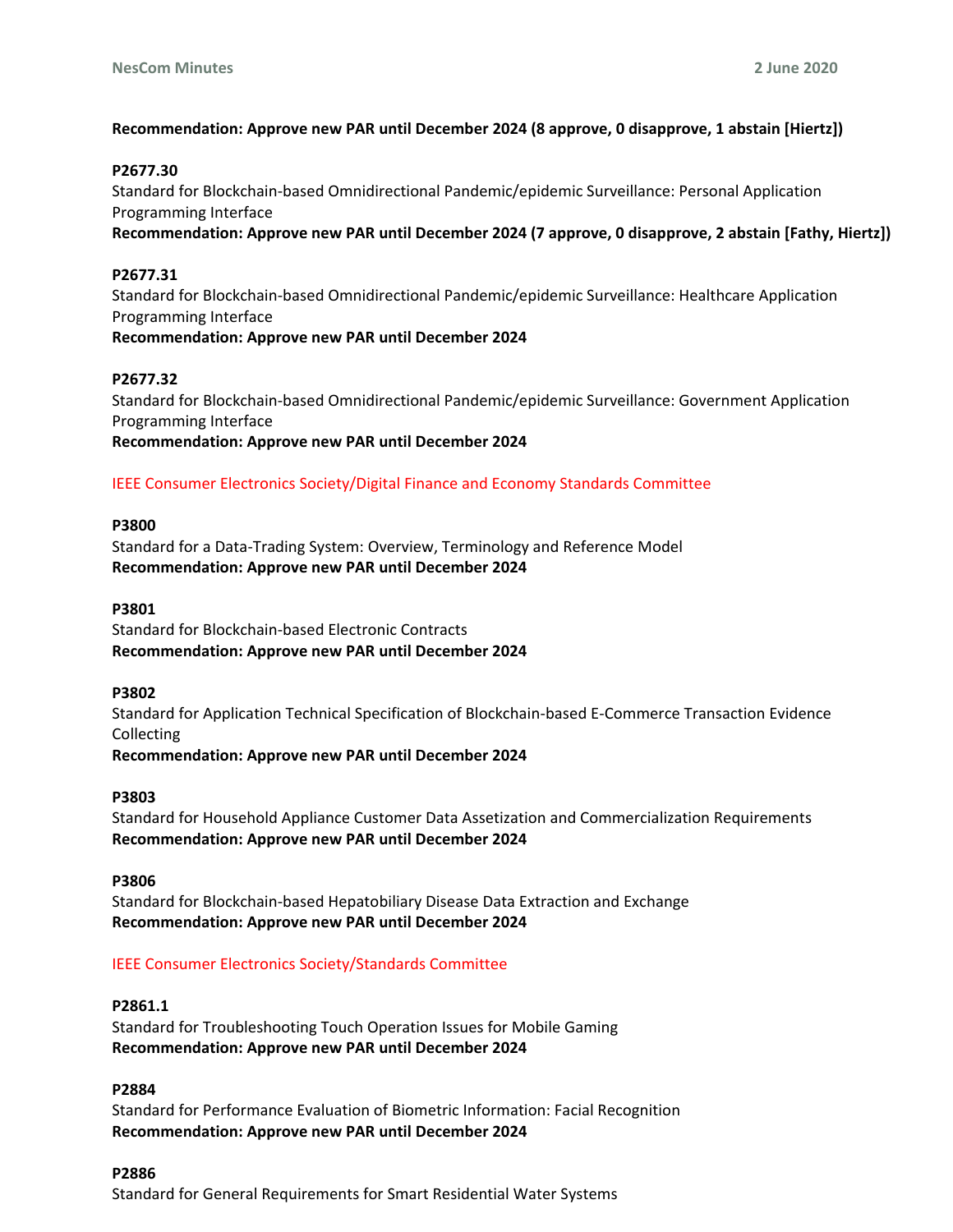**Recommendation: Approve new PAR until December 2024 (8 approve, 0 disapprove, 1 abstain [Hiertz])**

**P2677.30**
Standard for Blockchain-based Omnidirectional Pandemic/epidemic Surveillance: Personal Application Programming Interface
**Recommendation: Approve new PAR until December 2024 (7 approve, 0 disapprove, 2 abstain [Fathy, Hiertz])**

**P2677.31**
Standard for Blockchain-based Omnidirectional Pandemic/epidemic Surveillance: Healthcare Application Programming Interface
**Recommendation: Approve new PAR until December 2024**

**P2677.32**
Standard for Blockchain-based Omnidirectional Pandemic/epidemic Surveillance: Government Application Programming Interface
**Recommendation: Approve new PAR until December 2024**

IEEE Consumer Electronics Society/Digital Finance and Economy Standards Committee

**P3800**
Standard for a Data-Trading System: Overview, Terminology and Reference Model
**Recommendation: Approve new PAR until December 2024**

**P3801**
Standard for Blockchain-based Electronic Contracts
**Recommendation: Approve new PAR until December 2024**

**P3802**
Standard for Application Technical Specification of Blockchain-based E-Commerce Transaction Evidence Collecting
**Recommendation: Approve new PAR until December 2024**

**P3803**
Standard for Household Appliance Customer Data Assetization and Commercialization Requirements
**Recommendation: Approve new PAR until December 2024**

**P3806**
Standard for Blockchain-based Hepatobiliary Disease Data Extraction and Exchange
**Recommendation: Approve new PAR until December 2024**

IEEE Consumer Electronics Society/Standards Committee

**P2861.1**
Standard for Troubleshooting Touch Operation Issues for Mobile Gaming
**Recommendation: Approve new PAR until December 2024**

**P2884**
Standard for Performance Evaluation of Biometric Information: Facial Recognition
**Recommendation: Approve new PAR until December 2024**

**P2886**
Standard for General Requirements for Smart Residential Water Systems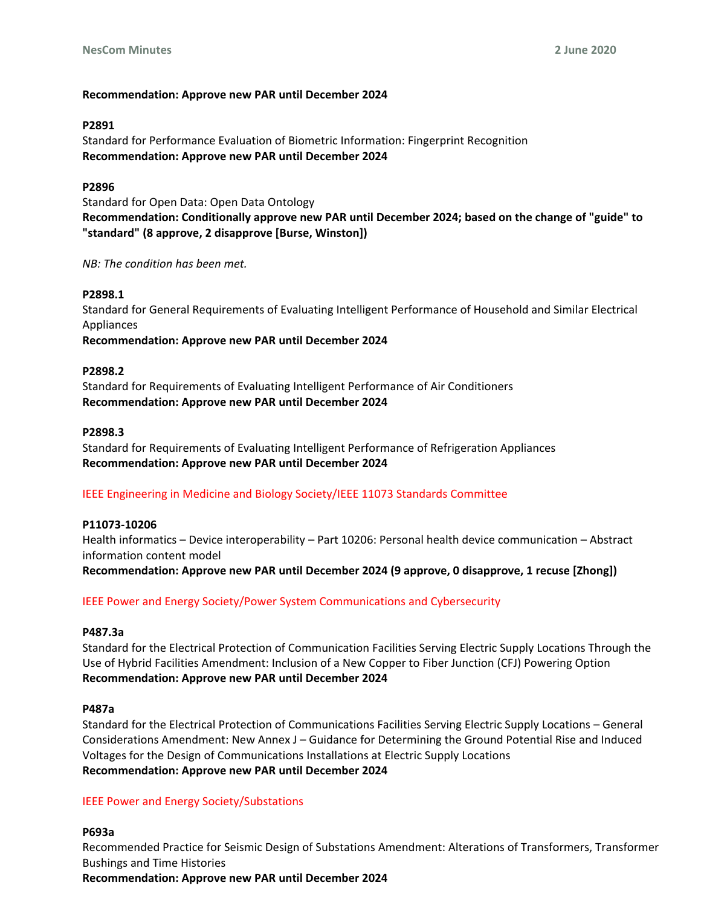**Recommendation: Approve new PAR until December 2024**

**P2891**
Standard for Performance Evaluation of Biometric Information: Fingerprint Recognition
**Recommendation: Approve new PAR until December 2024**

**P2896**
Standard for Open Data: Open Data Ontology
**Recommendation: Conditionally approve new PAR until December 2024; based on the change of "guide" to "standard" (8 approve, 2 disapprove [Burse, Winston])**

*NB: The condition has been met.*

**P2898.1**
Standard for General Requirements of Evaluating Intelligent Performance of Household and Similar Electrical Appliances
**Recommendation: Approve new PAR until December 2024**

**P2898.2**
Standard for Requirements of Evaluating Intelligent Performance of Air Conditioners
**Recommendation: Approve new PAR until December 2024**

**P2898.3**
Standard for Requirements of Evaluating Intelligent Performance of Refrigeration Appliances
**Recommendation: Approve new PAR until December 2024**

## IEEE Engineering in Medicine and Biology Society/IEEE 11073 Standards Committee

**P11073-10206**
Health informatics – Device interoperability – Part 10206: Personal health device communication – Abstract information content model
**Recommendation: Approve new PAR until December 2024 (9 approve, 0 disapprove, 1 recuse [Zhong])**

## IEEE Power and Energy Society/Power System Communications and Cybersecurity

**P487.3a**
Standard for the Electrical Protection of Communication Facilities Serving Electric Supply Locations Through the Use of Hybrid Facilities Amendment: Inclusion of a New Copper to Fiber Junction (CFJ) Powering Option
**Recommendation: Approve new PAR until December 2024**

**P487a**
Standard for the Electrical Protection of Communications Facilities Serving Electric Supply Locations – General Considerations Amendment: New Annex J – Guidance for Determining the Ground Potential Rise and Induced Voltages for the Design of Communications Installations at Electric Supply Locations
**Recommendation: Approve new PAR until December 2024**

## IEEE Power and Energy Society/Substations

**P693a**
Recommended Practice for Seismic Design of Substations Amendment: Alterations of Transformers, Transformer Bushings and Time Histories
**Recommendation: Approve new PAR until December 2024**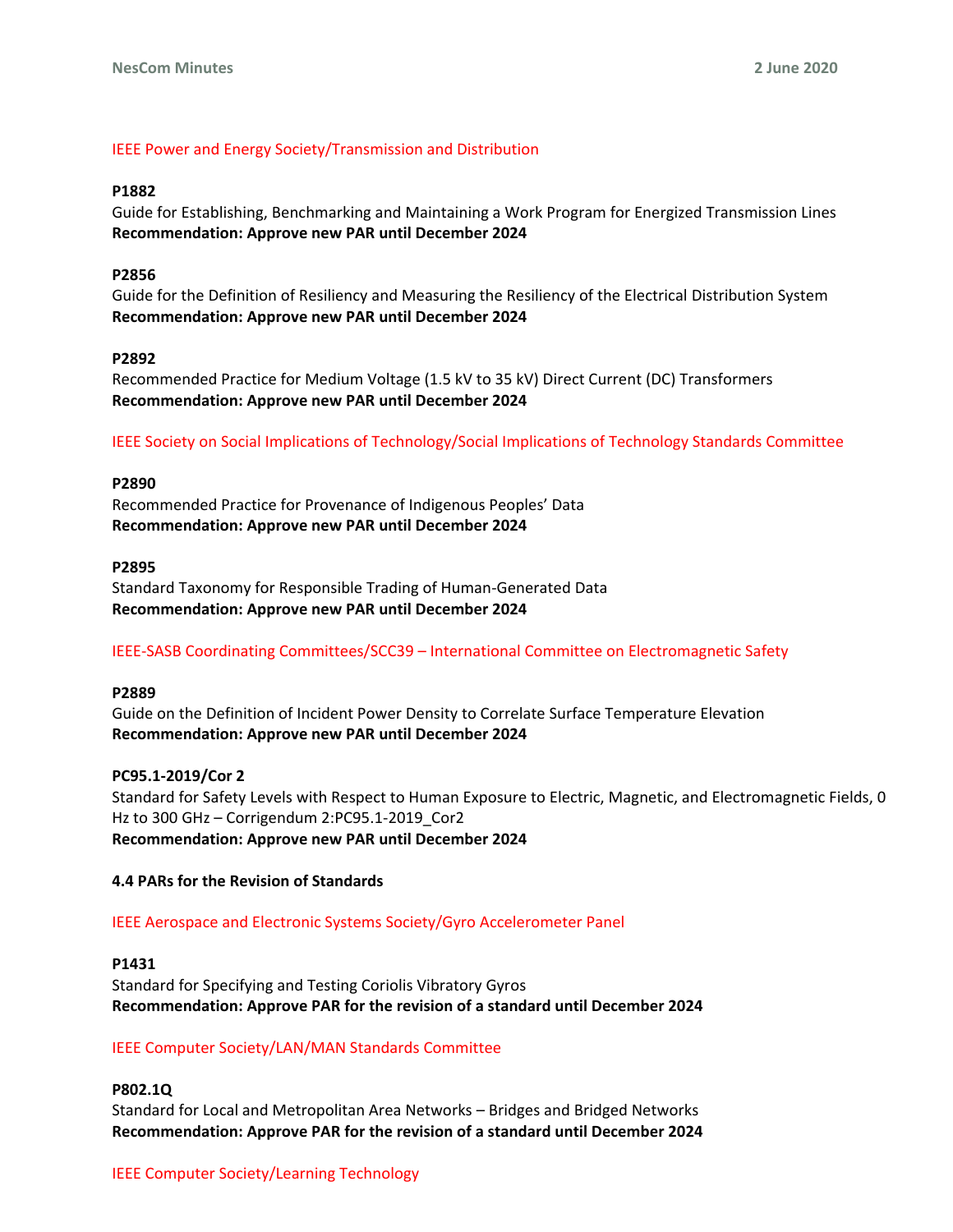IEEE Power and Energy Society/Transmission and Distribution

**P1882**
Guide for Establishing, Benchmarking and Maintaining a Work Program for Energized Transmission Lines
**Recommendation: Approve new PAR until December 2024**

**P2856**
Guide for the Definition of Resiliency and Measuring the Resiliency of the Electrical Distribution System
**Recommendation: Approve new PAR until December 2024**

**P2892**
Recommended Practice for Medium Voltage (1.5 kV to 35 kV) Direct Current (DC) Transformers
**Recommendation: Approve new PAR until December 2024**

IEEE Society on Social Implications of Technology/Social Implications of Technology Standards Committee

**P2890**
Recommended Practice for Provenance of Indigenous Peoples' Data
**Recommendation: Approve new PAR until December 2024**

**P2895**
Standard Taxonomy for Responsible Trading of Human-Generated Data
**Recommendation: Approve new PAR until December 2024**

IEEE-SASB Coordinating Committees/SCC39 – International Committee on Electromagnetic Safety

**P2889**
Guide on the Definition of Incident Power Density to Correlate Surface Temperature Elevation
**Recommendation: Approve new PAR until December 2024**

**PC95.1-2019/Cor 2**
Standard for Safety Levels with Respect to Human Exposure to Electric, Magnetic, and Electromagnetic Fields, 0 Hz to 300 GHz – Corrigendum 2:PC95.1-2019_Cor2
**Recommendation: Approve new PAR until December 2024**

**4.4 PARs for the Revision of Standards**

IEEE Aerospace and Electronic Systems Society/Gyro Accelerometer Panel

**P1431**
Standard for Specifying and Testing Coriolis Vibratory Gyros
**Recommendation: Approve PAR for the revision of a standard until December 2024**

IEEE Computer Society/LAN/MAN Standards Committee

**P802.1Q**
Standard for Local and Metropolitan Area Networks – Bridges and Bridged Networks
**Recommendation: Approve PAR for the revision of a standard until December 2024**

IEEE Computer Society/Learning Technology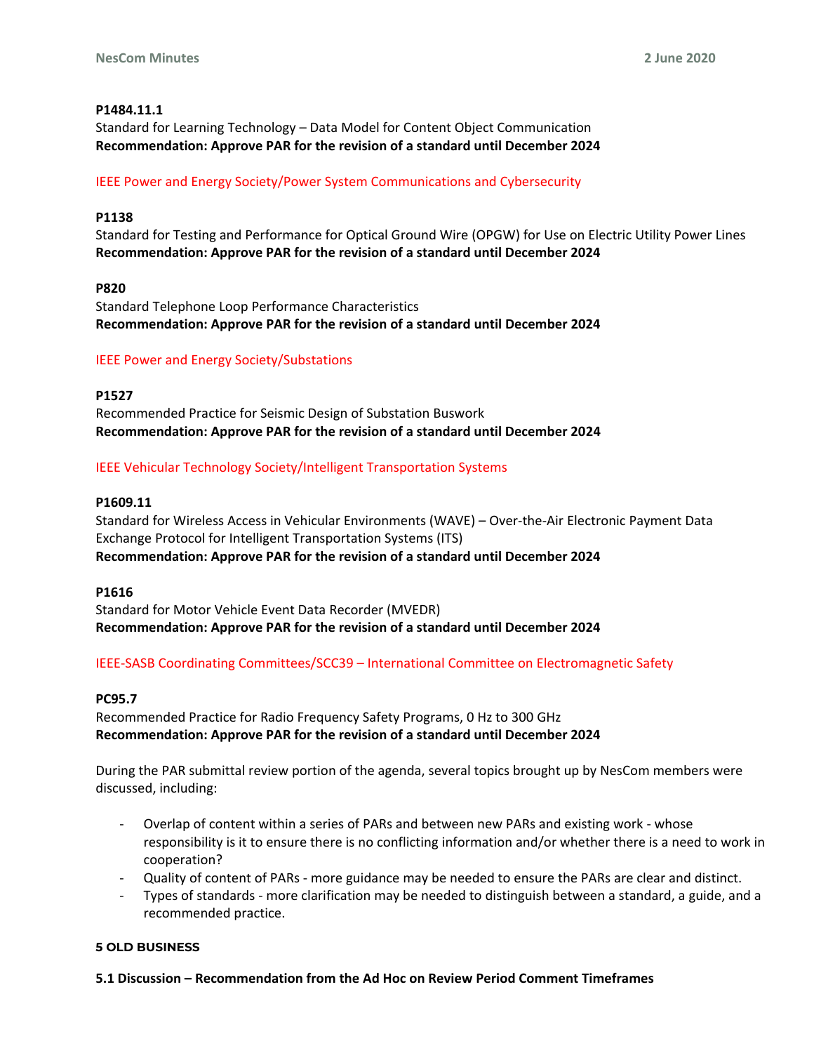**P1484.11.1**
Standard for Learning Technology – Data Model for Content Object Communication
**Recommendation: Approve PAR for the revision of a standard until December 2024**

IEEE Power and Energy Society/Power System Communications and Cybersecurity

**P1138**
Standard for Testing and Performance for Optical Ground Wire (OPGW) for Use on Electric Utility Power Lines
**Recommendation: Approve PAR for the revision of a standard until December 2024**

**P820**
Standard Telephone Loop Performance Characteristics
**Recommendation: Approve PAR for the revision of a standard until December 2024**

IEEE Power and Energy Society/Substations

**P1527**
Recommended Practice for Seismic Design of Substation Buswork
**Recommendation: Approve PAR for the revision of a standard until December 2024**

IEEE Vehicular Technology Society/Intelligent Transportation Systems

**P1609.11**
Standard for Wireless Access in Vehicular Environments (WAVE) – Over-the-Air Electronic Payment Data Exchange Protocol for Intelligent Transportation Systems (ITS)
**Recommendation: Approve PAR for the revision of a standard until December 2024**

**P1616**
Standard for Motor Vehicle Event Data Recorder (MVEDR)
**Recommendation: Approve PAR for the revision of a standard until December 2024**

IEEE-SASB Coordinating Committees/SCC39 – International Committee on Electromagnetic Safety

**PC95.7**
Recommended Practice for Radio Frequency Safety Programs, 0 Hz to 300 GHz
**Recommendation: Approve PAR for the revision of a standard until December 2024**

During the PAR submittal review portion of the agenda, several topics brought up by NesCom members were discussed, including:

- Overlap of content within a series of PARs and between new PARs and existing work - whose responsibility is it to ensure there is no conflicting information and/or whether there is a need to work in cooperation?
- Quality of content of PARs - more guidance may be needed to ensure the PARs are clear and distinct.
- Types of standards - more clarification may be needed to distinguish between a standard, a guide, and a recommended practice.

## 5 OLD BUSINESS

### 5.1 Discussion – Recommendation from the Ad Hoc on Review Period Comment Timeframes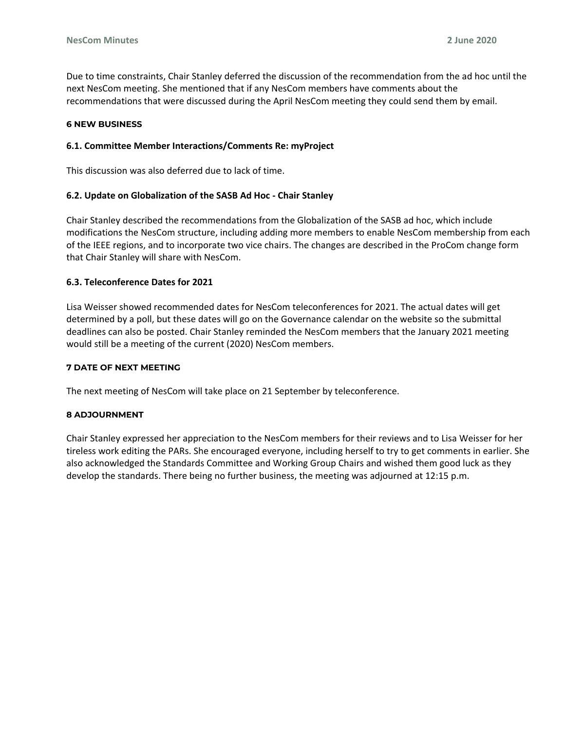Due to time constraints, Chair Stanley deferred the discussion of the recommendation from the ad hoc until the next NesCom meeting. She mentioned that if any NesCom members have comments about the recommendations that were discussed during the April NesCom meeting they could send them by email.

## 6 NEW BUSINESS

### 6.1. Committee Member Interactions/Comments Re: myProject

This discussion was also deferred due to lack of time.

### 6.2. Update on Globalization of the SASB Ad Hoc - Chair Stanley

Chair Stanley described the recommendations from the Globalization of the SASB ad hoc, which include modifications the NesCom structure, including adding more members to enable NesCom membership from each of the IEEE regions, and to incorporate two vice chairs. The changes are described in the ProCom change form that Chair Stanley will share with NesCom.

### 6.3. Teleconference Dates for 2021

Lisa Weisser showed recommended dates for NesCom teleconferences for 2021. The actual dates will get determined by a poll, but these dates will go on the Governance calendar on the website so the submittal deadlines can also be posted. Chair Stanley reminded the NesCom members that the January 2021 meeting would still be a meeting of the current (2020) NesCom members.

## 7 DATE OF NEXT MEETING

The next meeting of NesCom will take place on 21 September by teleconference.

## 8 ADJOURNMENT

Chair Stanley expressed her appreciation to the NesCom members for their reviews and to Lisa Weisser for her tireless work editing the PARs. She encouraged everyone, including herself to try to get comments in earlier. She also acknowledged the Standards Committee and Working Group Chairs and wished them good luck as they develop the standards. There being no further business, the meeting was adjourned at 12:15 p.m.